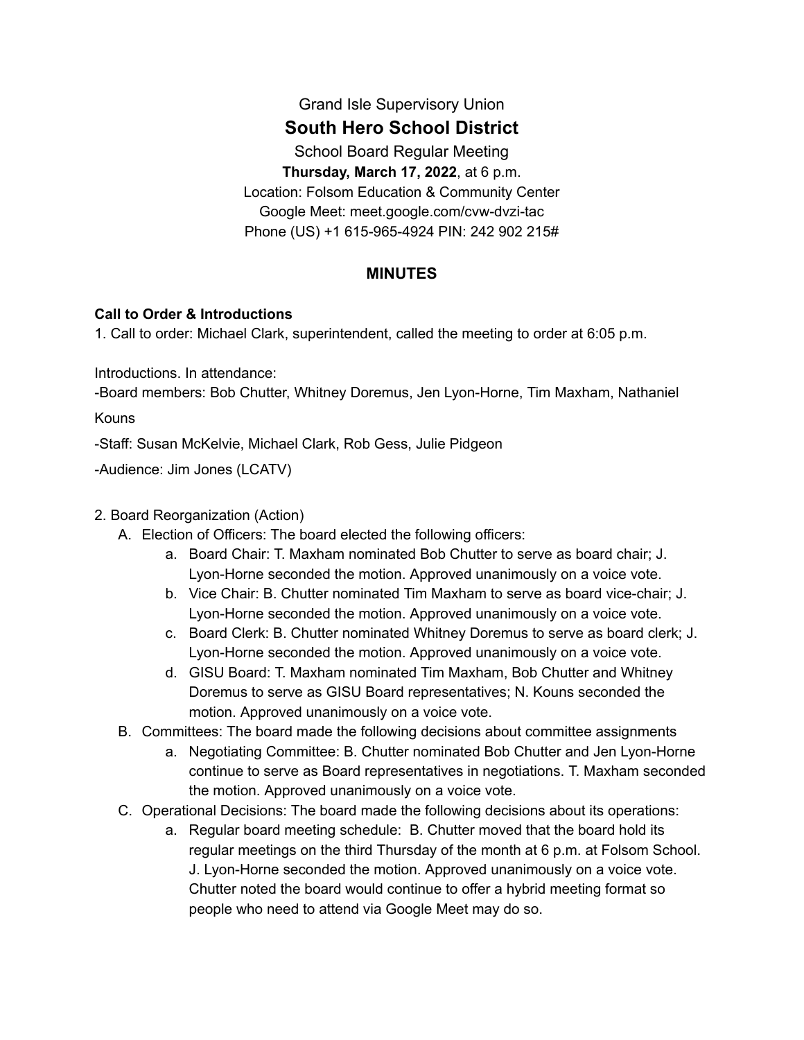Grand Isle Supervisory Union

# South Hero School District

School Board Regular Meeting

**Thursday, March 17, 2022**, at 6 p.m.

Location: Folsom Education & Community Center

Google Meet: meet.google.com/cvw-dvzi-tac

Phone (US) +1 615-965-4924 PIN: 242 902 215#

## MINUTES

**Call to Order & Introductions**

1. Call to order: Michael Clark, superintendent, called the meeting to order at 6:05 p.m.

Introductions. In attendance:

-Board members: Bob Chutter, Whitney Doremus, Jen Lyon-Horne, Tim Maxham, Nathaniel Kouns

-Staff: Susan McKelvie, Michael Clark, Rob Gess, Julie Pidgeon

-Audience: Jim Jones (LCATV)

2. Board Reorganization (Action)
   A. Election of Officers: The board elected the following officers:
      a. Board Chair: T. Maxham nominated Bob Chutter to serve as board chair; J. Lyon-Horne seconded the motion. Approved unanimously on a voice vote.
      b. Vice Chair: B. Chutter nominated Tim Maxham to serve as board vice-chair; J. Lyon-Horne seconded the motion. Approved unanimously on a voice vote.
      c. Board Clerk: B. Chutter nominated Whitney Doremus to serve as board clerk; J. Lyon-Horne seconded the motion. Approved unanimously on a voice vote.
      d. GISU Board: T. Maxham nominated Tim Maxham, Bob Chutter and Whitney Doremus to serve as GISU Board representatives; N. Kouns seconded the motion. Approved unanimously on a voice vote.
   B. Committees: The board made the following decisions about committee assignments
      a. Negotiating Committee: B. Chutter nominated Bob Chutter and Jen Lyon-Horne continue to serve as Board representatives in negotiations. T. Maxham seconded the motion. Approved unanimously on a voice vote.
   C. Operational Decisions: The board made the following decisions about its operations:
      a. Regular board meeting schedule: B. Chutter moved that the board hold its regular meetings on the third Thursday of the month at 6 p.m. at Folsom School. J. Lyon-Horne seconded the motion. Approved unanimously on a voice vote. Chutter noted the board would continue to offer a hybrid meeting format so people who need to attend via Google Meet may do so.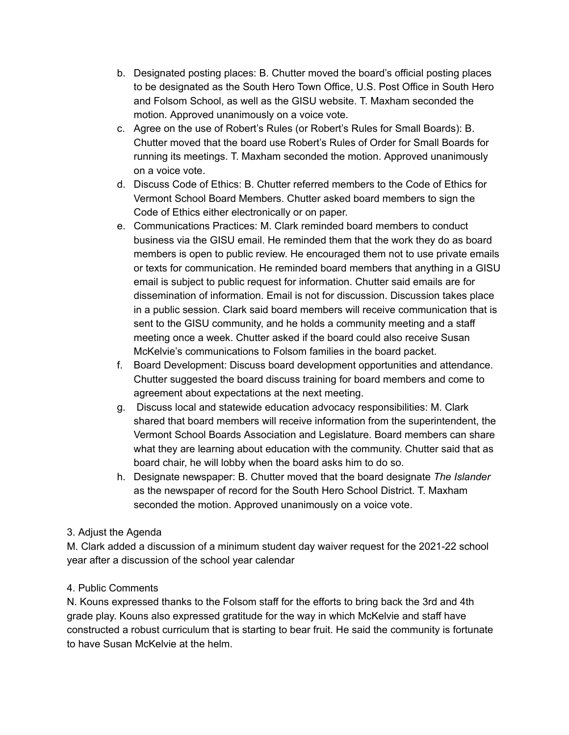b. Designated posting places: B. Chutter moved the board's official posting places to be designated as the South Hero Town Office, U.S. Post Office in South Hero and Folsom School, as well as the GISU website. T. Maxham seconded the motion. Approved unanimously on a voice vote.
c. Agree on the use of Robert's Rules (or Robert's Rules for Small Boards): B. Chutter moved that the board use Robert's Rules of Order for Small Boards for running its meetings. T. Maxham seconded the motion. Approved unanimously on a voice vote.
d. Discuss Code of Ethics: B. Chutter referred members to the Code of Ethics for Vermont School Board Members. Chutter asked board members to sign the Code of Ethics either electronically or on paper.
e. Communications Practices: M. Clark reminded board members to conduct business via the GISU email. He reminded them that the work they do as board members is open to public review. He encouraged them not to use private emails or texts for communication. He reminded board members that anything in a GISU email is subject to public request for information. Chutter said emails are for dissemination of information. Email is not for discussion. Discussion takes place in a public session. Clark said board members will receive communication that is sent to the GISU community, and he holds a community meeting and a staff meeting once a week. Chutter asked if the board could also receive Susan McKelvie's communications to Folsom families in the board packet.
f. Board Development: Discuss board development opportunities and attendance. Chutter suggested the board discuss training for board members and come to agreement about expectations at the next meeting.
g. Discuss local and statewide education advocacy responsibilities: M. Clark shared that board members will receive information from the superintendent, the Vermont School Boards Association and Legislature. Board members can share what they are learning about education with the community. Chutter said that as board chair, he will lobby when the board asks him to do so.
h. Designate newspaper: B. Chutter moved that the board designate *The Islander* as the newspaper of record for the South Hero School District. T. Maxham seconded the motion. Approved unanimously on a voice vote.

3. Adjust the Agenda

M. Clark added a discussion of a minimum student day waiver request for the 2021-22 school year after a discussion of the school year calendar

4. Public Comments

N. Kouns expressed thanks to the Folsom staff for the efforts to bring back the 3rd and 4th grade play. Kouns also expressed gratitude for the way in which McKelvie and staff have constructed a robust curriculum that is starting to bear fruit. He said the community is fortunate to have Susan McKelvie at the helm.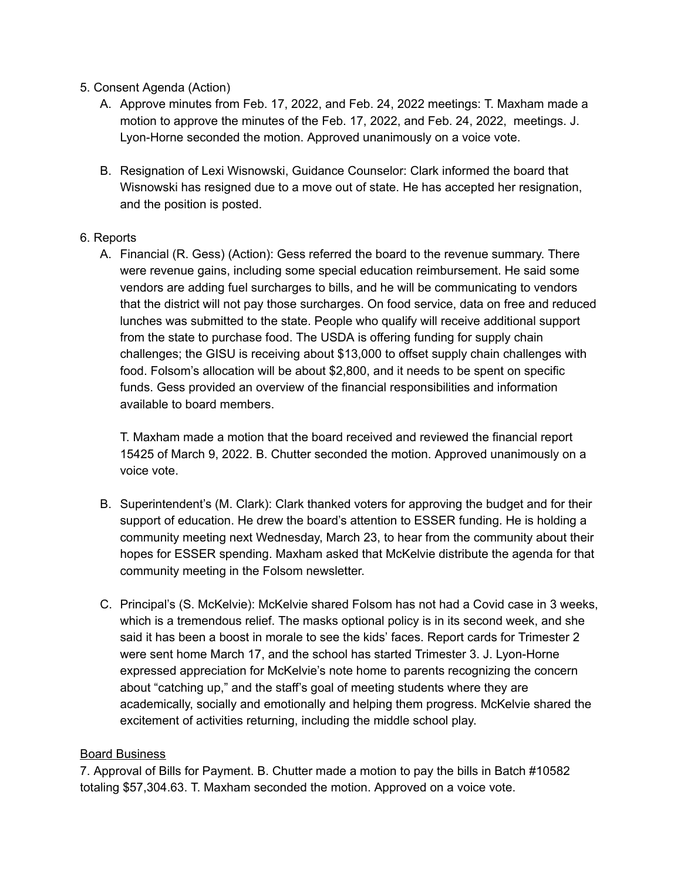5. Consent Agenda (Action)

   A. Approve minutes from Feb. 17, 2022, and Feb. 24, 2022 meetings: T. Maxham made a motion to approve the minutes of the Feb. 17, 2022, and Feb. 24, 2022, meetings. J. Lyon-Horne seconded the motion. Approved unanimously on a voice vote.

   B. Resignation of Lexi Wisnowski, Guidance Counselor: Clark informed the board that Wisnowski has resigned due to a move out of state. He has accepted her resignation, and the position is posted.

6. Reports

   A. Financial (R. Gess) (Action): Gess referred the board to the revenue summary. There were revenue gains, including some special education reimbursement. He said some vendors are adding fuel surcharges to bills, and he will be communicating to vendors that the district will not pay those surcharges. On food service, data on free and reduced lunches was submitted to the state. People who qualify will receive additional support from the state to purchase food. The USDA is offering funding for supply chain challenges; the GISU is receiving about $13,000 to offset supply chain challenges with food. Folsom's allocation will be about $2,800, and it needs to be spent on specific funds. Gess provided an overview of the financial responsibilities and information available to board members.

      T. Maxham made a motion that the board received and reviewed the financial report 15425 of March 9, 2022. B. Chutter seconded the motion. Approved unanimously on a voice vote.

   B. Superintendent's (M. Clark): Clark thanked voters for approving the budget and for their support of education. He drew the board's attention to ESSER funding. He is holding a community meeting next Wednesday, March 23, to hear from the community about their hopes for ESSER spending. Maxham asked that McKelvie distribute the agenda for that community meeting in the Folsom newsletter.

   C. Principal's (S. McKelvie): McKelvie shared Folsom has not had a Covid case in 3 weeks, which is a tremendous relief. The masks optional policy is in its second week, and she said it has been a boost in morale to see the kids' faces. Report cards for Trimester 2 were sent home March 17, and the school has started Trimester 3. J. Lyon-Horne expressed appreciation for McKelvie's note home to parents recognizing the concern about "catching up," and the staff's goal of meeting students where they are academically, socially and emotionally and helping them progress. McKelvie shared the excitement of activities returning, including the middle school play.

<u>Board Business</u>

7. Approval of Bills for Payment. B. Chutter made a motion to pay the bills in Batch #10582 totaling $57,304.63. T. Maxham seconded the motion. Approved on a voice vote.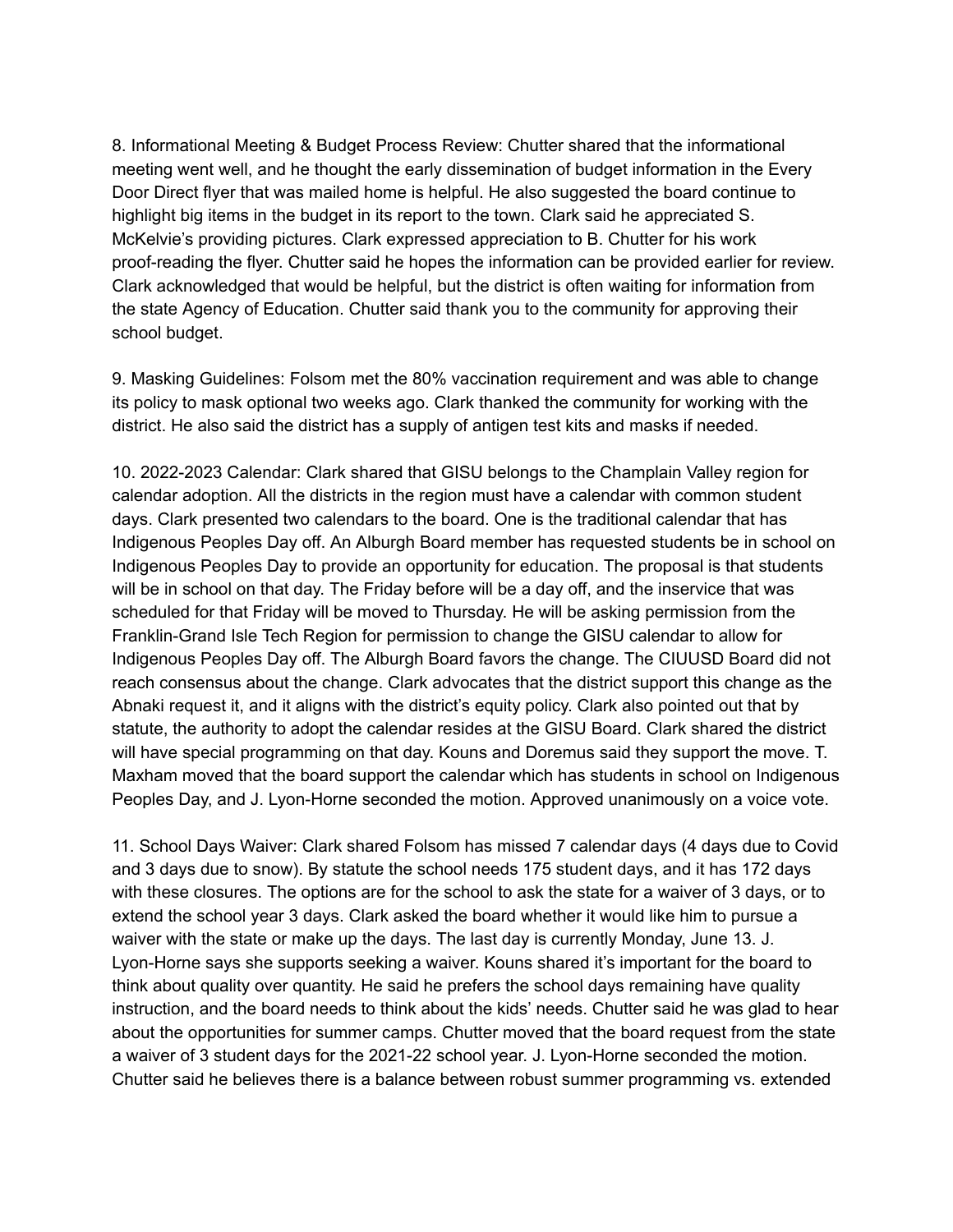8. Informational Meeting & Budget Process Review: Chutter shared that the informational meeting went well, and he thought the early dissemination of budget information in the Every Door Direct flyer that was mailed home is helpful. He also suggested the board continue to highlight big items in the budget in its report to the town. Clark said he appreciated S. McKelvie's providing pictures. Clark expressed appreciation to B. Chutter for his work proof-reading the flyer. Chutter said he hopes the information can be provided earlier for review. Clark acknowledged that would be helpful, but the district is often waiting for information from the state Agency of Education. Chutter said thank you to the community for approving their school budget.

9. Masking Guidelines: Folsom met the 80% vaccination requirement and was able to change its policy to mask optional two weeks ago. Clark thanked the community for working with the district. He also said the district has a supply of antigen test kits and masks if needed.

10. 2022-2023 Calendar: Clark shared that GISU belongs to the Champlain Valley region for calendar adoption. All the districts in the region must have a calendar with common student days. Clark presented two calendars to the board. One is the traditional calendar that has Indigenous Peoples Day off. An Alburgh Board member has requested students be in school on Indigenous Peoples Day to provide an opportunity for education. The proposal is that students will be in school on that day. The Friday before will be a day off, and the inservice that was scheduled for that Friday will be moved to Thursday. He will be asking permission from the Franklin-Grand Isle Tech Region for permission to change the GISU calendar to allow for Indigenous Peoples Day off. The Alburgh Board favors the change. The CIUUSD Board did not reach consensus about the change. Clark advocates that the district support this change as the Abnaki request it, and it aligns with the district's equity policy. Clark also pointed out that by statute, the authority to adopt the calendar resides at the GISU Board. Clark shared the district will have special programming on that day. Kouns and Doremus said they support the move. T. Maxham moved that the board support the calendar which has students in school on Indigenous Peoples Day, and J. Lyon-Horne seconded the motion. Approved unanimously on a voice vote.

11. School Days Waiver: Clark shared Folsom has missed 7 calendar days (4 days due to Covid and 3 days due to snow). By statute the school needs 175 student days, and it has 172 days with these closures. The options are for the school to ask the state for a waiver of 3 days, or to extend the school year 3 days. Clark asked the board whether it would like him to pursue a waiver with the state or make up the days. The last day is currently Monday, June 13. J. Lyon-Horne says she supports seeking a waiver. Kouns shared it's important for the board to think about quality over quantity. He said he prefers the school days remaining have quality instruction, and the board needs to think about the kids' needs. Chutter said he was glad to hear about the opportunities for summer camps. Chutter moved that the board request from the state a waiver of 3 student days for the 2021-22 school year. J. Lyon-Horne seconded the motion. Chutter said he believes there is a balance between robust summer programming vs. extended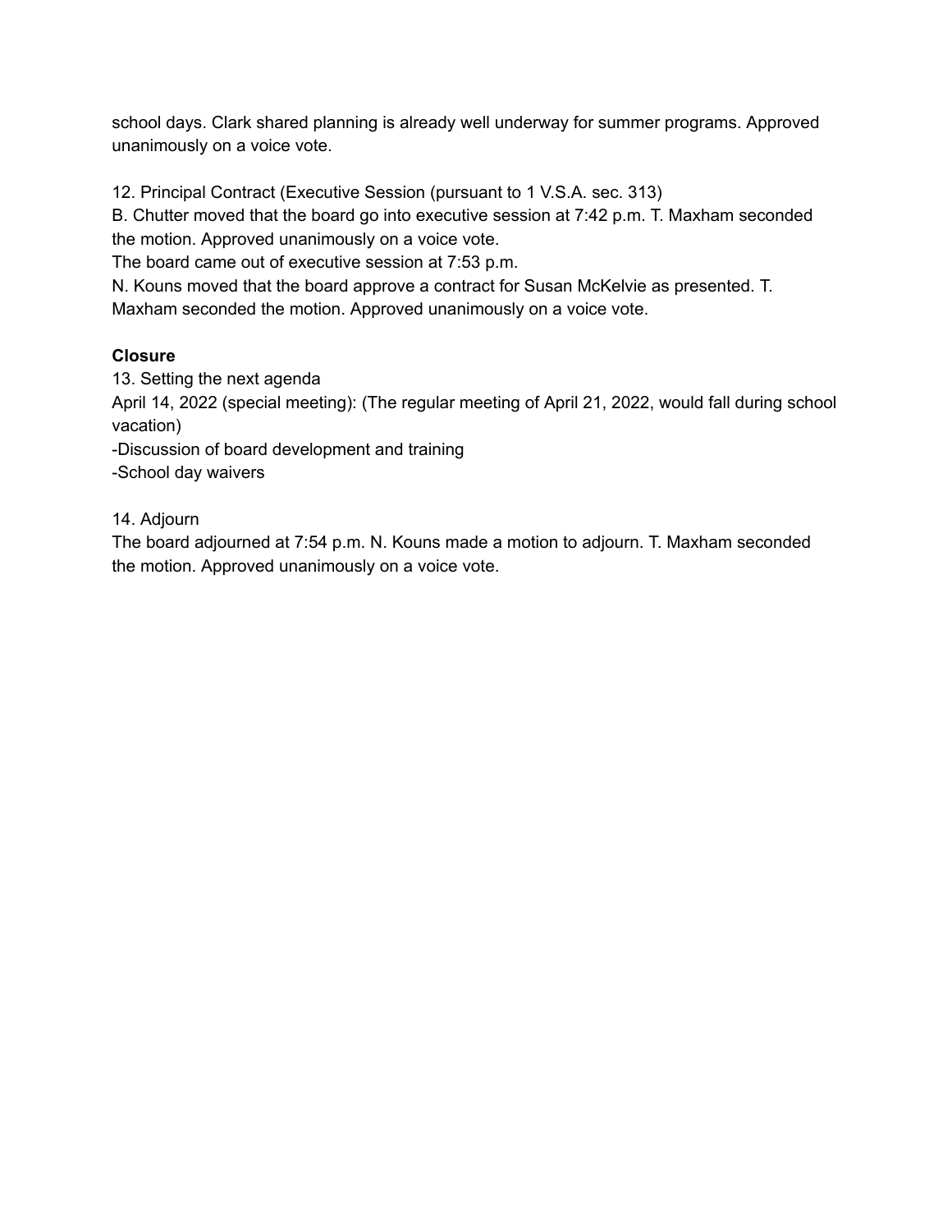school days. Clark shared planning is already well underway for summer programs. Approved unanimously on a voice vote.

12. Principal Contract (Executive Session (pursuant to 1 V.S.A. sec. 313)
B. Chutter moved that the board go into executive session at 7:42 p.m. T. Maxham seconded the motion. Approved unanimously on a voice vote.
The board came out of executive session at 7:53 p.m.
N. Kouns moved that the board approve a contract for Susan McKelvie as presented. T. Maxham seconded the motion. Approved unanimously on a voice vote.

**Closure**
13. Setting the next agenda
April 14, 2022 (special meeting): (The regular meeting of April 21, 2022, would fall during school vacation)
-Discussion of board development and training
-School day waivers

14. Adjourn
The board adjourned at 7:54 p.m. N. Kouns made a motion to adjourn. T. Maxham seconded the motion. Approved unanimously on a voice vote.